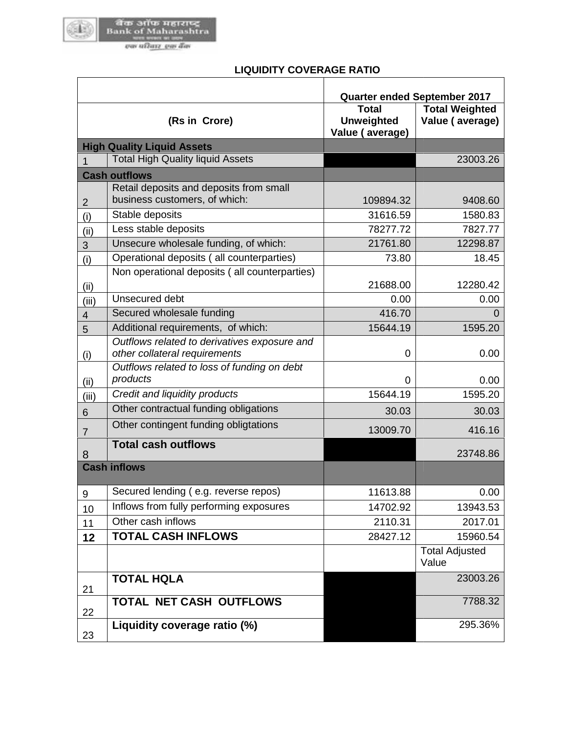# LIQUIDITY COVERAGE RATIO

| | | Quarter ended September 2017 | |
|---|---|---|---|
| | (Rs in Crore) | Total Unweighted Value ( average) | Total Weighted Value ( average) |
| **High Quality Liquid Assets** | | | |
| 1 | Total High Quality liquid Assets | | 23003.26 |
| **Cash outflows** | | | |
| 2 | Retail deposits and deposits from small business customers, of which: | 109894.32 | 9408.60 |
| (i) | Stable deposits | 31616.59 | 1580.83 |
| (ii) | Less stable deposits | 78277.72 | 7827.77 |
| 3 | Unsecure wholesale funding, of which: | 21761.80 | 12298.87 |
| (i) | Operational deposits ( all counterparties) | 73.80 | 18.45 |
| (ii) | Non operational deposits ( all counterparties) | 21688.00 | 12280.42 |
| (iii) | Unsecured debt | 0.00 | 0.00 |
| 4 | Secured wholesale funding | 416.70 | 0 |
| 5 | Additional requirements, of which: | 15644.19 | 1595.20 |
| (i) | *Outflows related to derivatives exposure and other collateral requirements* | 0 | 0.00 |
| (ii) | *Outflows related to loss of funding on debt products* | 0 | 0.00 |
| (iii) | *Credit and liquidity products* | 15644.19 | 1595.20 |
| 6 | Other contractual funding obligations | 30.03 | 30.03 |
| 7 | Other contingent funding obligtations | 13009.70 | 416.16 |
| 8 | **Total cash outflows** | | 23748.86 |
| **Cash inflows** | | | |
| 9 | Secured lending ( e.g. reverse repos) | 11613.88 | 0.00 |
| 10 | Inflows from fully performing exposures | 14702.92 | 13943.53 |
| 11 | Other cash inflows | 2110.31 | 2017.01 |
| **12** | **TOTAL CASH INFLOWS** | 28427.12 | 15960.54 |
| | | | Total Adjusted Value |
| 21 | **TOTAL HQLA** | | 23003.26 |
| 22 | **TOTAL NET CASH OUTFLOWS** | | 7788.32 |
| 23 | **Liquidity coverage ratio (%)** | | 295.36% |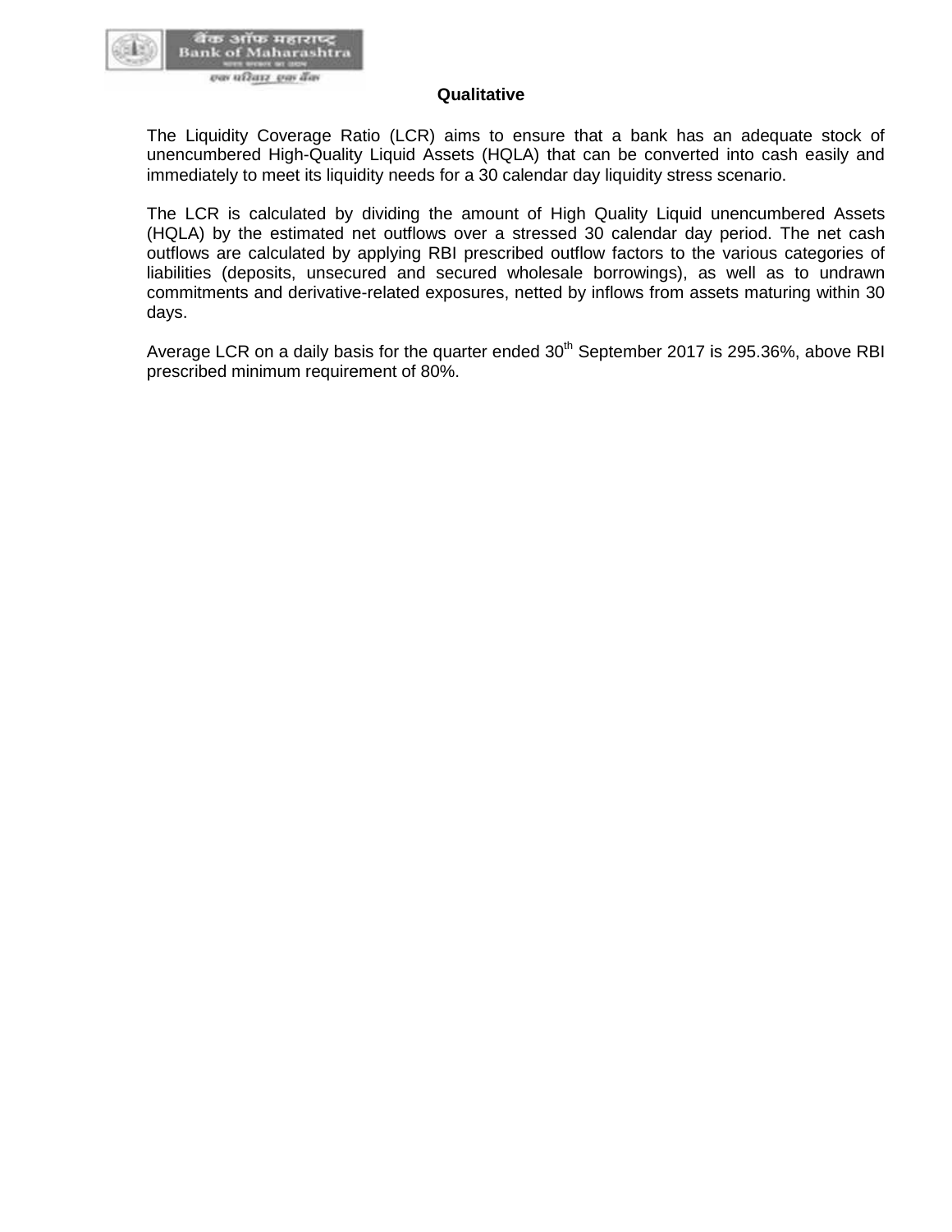## Qualitative

The Liquidity Coverage Ratio (LCR) aims to ensure that a bank has an adequate stock of unencumbered High-Quality Liquid Assets (HQLA) that can be converted into cash easily and immediately to meet its liquidity needs for a 30 calendar day liquidity stress scenario.

The LCR is calculated by dividing the amount of High Quality Liquid unencumbered Assets (HQLA) by the estimated net outflows over a stressed 30 calendar day period. The net cash outflows are calculated by applying RBI prescribed outflow factors to the various categories of liabilities (deposits, unsecured and secured wholesale borrowings), as well as to undrawn commitments and derivative-related exposures, netted by inflows from assets maturing within 30 days.

Average LCR on a daily basis for the quarter ended 30th September 2017 is 295.36%, above RBI prescribed minimum requirement of 80%.